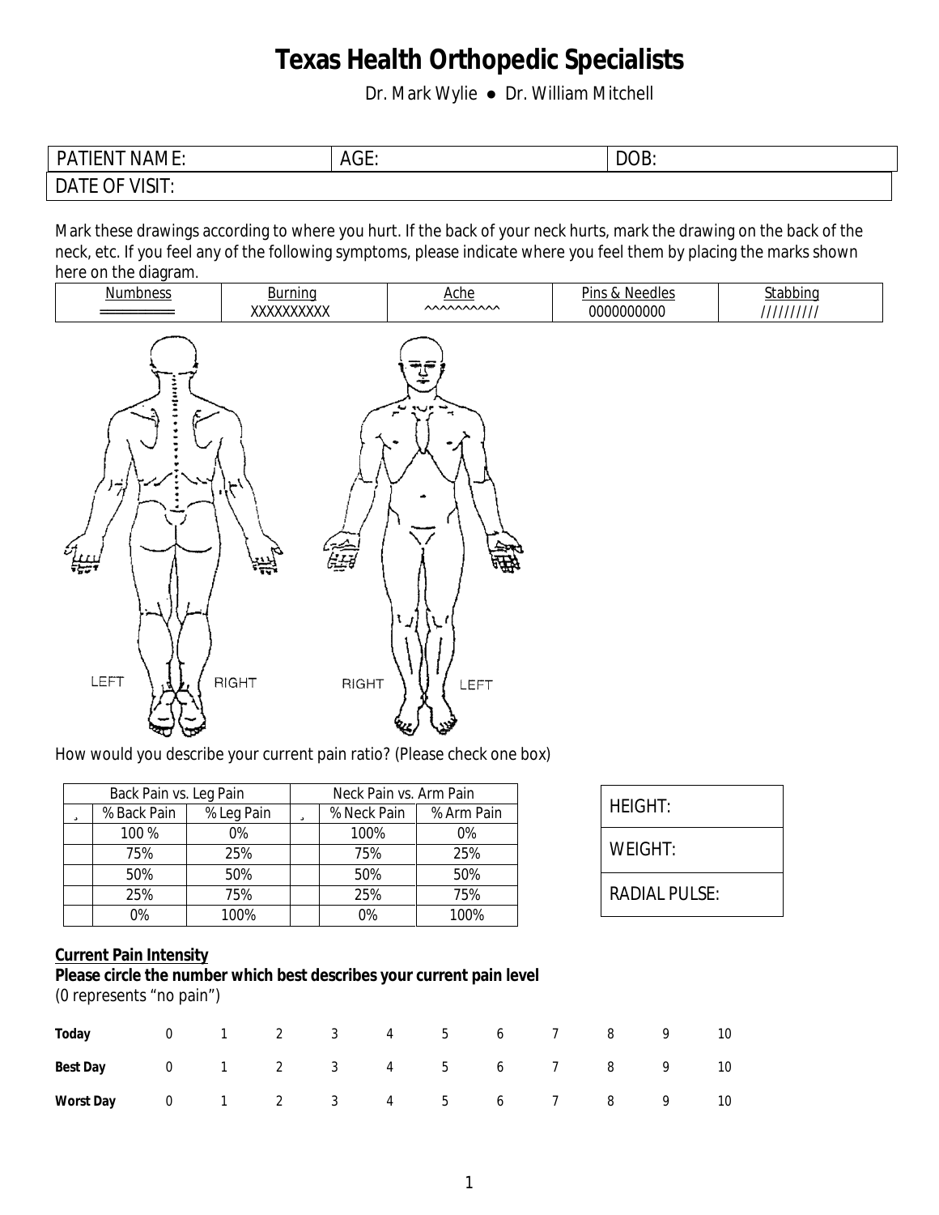# Texas Health Orthopedic Specialists

Dr. Mark Wylie ● Dr. William Mitchell

| PATIENT NAME: | AGE: | DOB: |
|---|---|---|
| DATE OF VISIT: | | |

Mark these drawings according to where you hurt. If the back of your neck hurts, mark the drawing on the back of the neck, etc. If you feel any of the following symptoms, please indicate where you feel them by placing the marks shown here on the diagram.

| Numbness | Burning | Ache | Pins & Needles | Stabbing |
|---|---|---|---|---|
| ════════ | XXXXXXXXXX | ^^^^^^^^^^ | 0000000000 | ////////// |

LEFT RIGHT RIGHT LEFT

How would you describe your current pain ratio? (Please check one box)

| Back Pain vs. Leg Pain | | | Neck Pain vs. Arm Pain | | |
|---|---|---|---|---|---|
| ¸ | % Back Pain | % Leg Pain | ¸ | % Neck Pain | % Arm Pain |
| | 100 % | 0% | | 100% | 0% |
| | 75% | 25% | | 75% | 25% |
| | 50% | 50% | | 50% | 50% |
| | 25% | 75% | | 25% | 75% |
| | 0% | 100% | | 0% | 100% |

| HEIGHT: |
|---|
| WEIGHT: |
| RADIAL PULSE: |

**Current Pain Intensity**

**Please circle the number which best describes your current pain level**

(0 represents "no pain")

| | | | | | | | | | | | |
|---|---|---|---|---|---|---|---|---|---|---|---|
| **Today** | 0 | 1 | 2 | 3 | 4 | 5 | 6 | 7 | 8 | 9 | 10 |
| **Best Day** | 0 | 1 | 2 | 3 | 4 | 5 | 6 | 7 | 8 | 9 | 10 |
| **Worst Day** | 0 | 1 | 2 | 3 | 4 | 5 | 6 | 7 | 8 | 9 | 10 |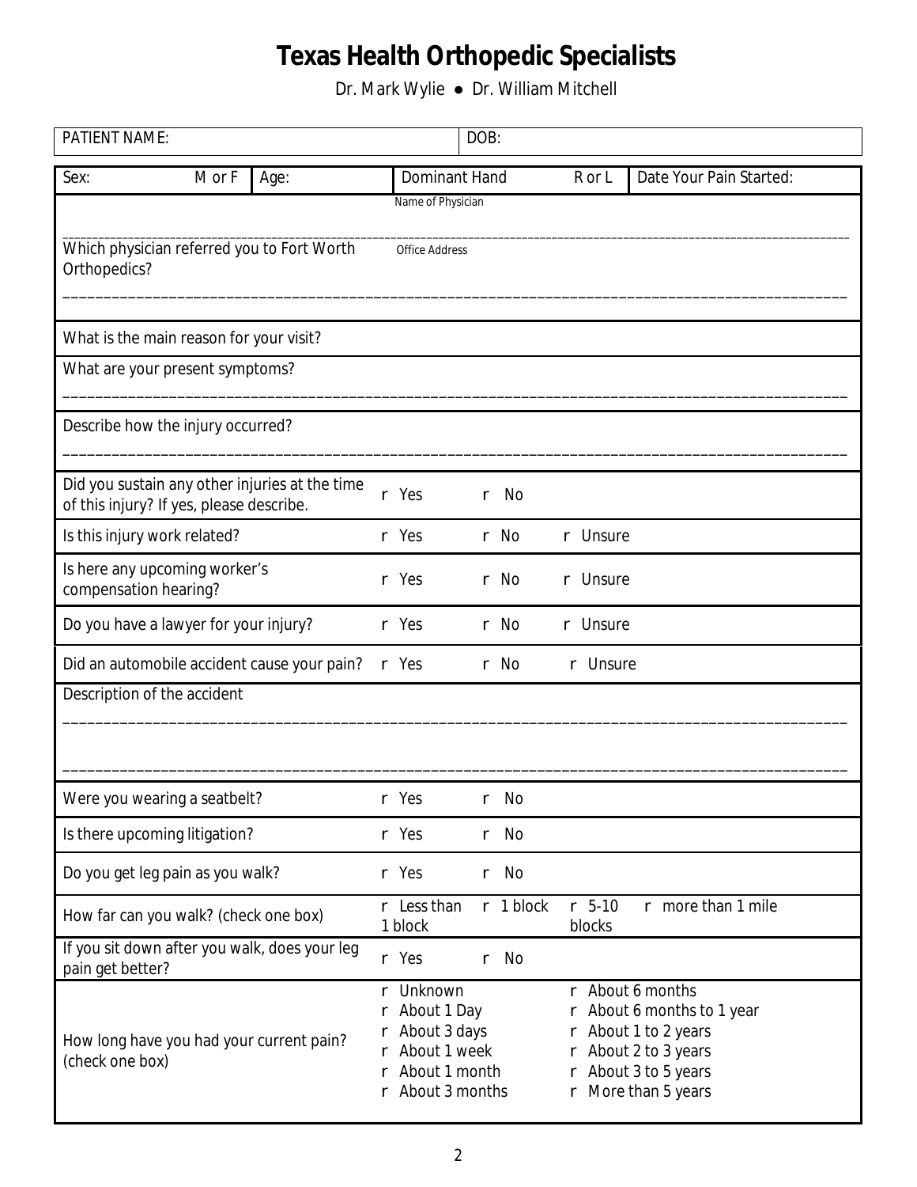# Texas Health Orthopedic Specialists

Dr. Mark Wylie ● Dr. William Mitchell

| PATIENT NAME: | | | DOB: | | |
|---|---|---|---|---|---|
| Sex: M or F | Age: | Dominant Hand R or L | | Date Your Pain Started: | |

| | |
|---|---|
| Which physician referred you to Fort Worth Orthopedics? | Name of Physician _______________ Office Address _______________ |
| What is the main reason for your visit? | |
| What are your present symptoms? | |
| Describe how the injury occurred? | |
| Did you sustain any other injuries at the time of this injury? If yes, please describe. | r Yes r No |
| Is this injury work related? | r Yes r No r Unsure |
| Is here any upcoming worker's compensation hearing? | r Yes r No r Unsure |
| Do you have a lawyer for your injury? | r Yes r No r Unsure |
| Did an automobile accident cause your pain? | r Yes r No r Unsure |
| Description of the accident | |
| Were you wearing a seatbelt? | r Yes r No |
| Is there upcoming litigation? | r Yes r No |
| Do you get leg pain as you walk? | r Yes r No |
| How far can you walk? (check one box) | r Less than 1 block r 1 block r 5-10 blocks r more than 1 mile |
| If you sit down after you walk, does your leg pain get better? | r Yes r No |
| How long have you had your current pain? (check one box) | r Unknown r About 1 Day r About 3 days r About 1 week r About 1 month r About 3 months r About 6 months r About 6 months to 1 year r About 1 to 2 years r About 2 to 3 years r About 3 to 5 years r More than 5 years |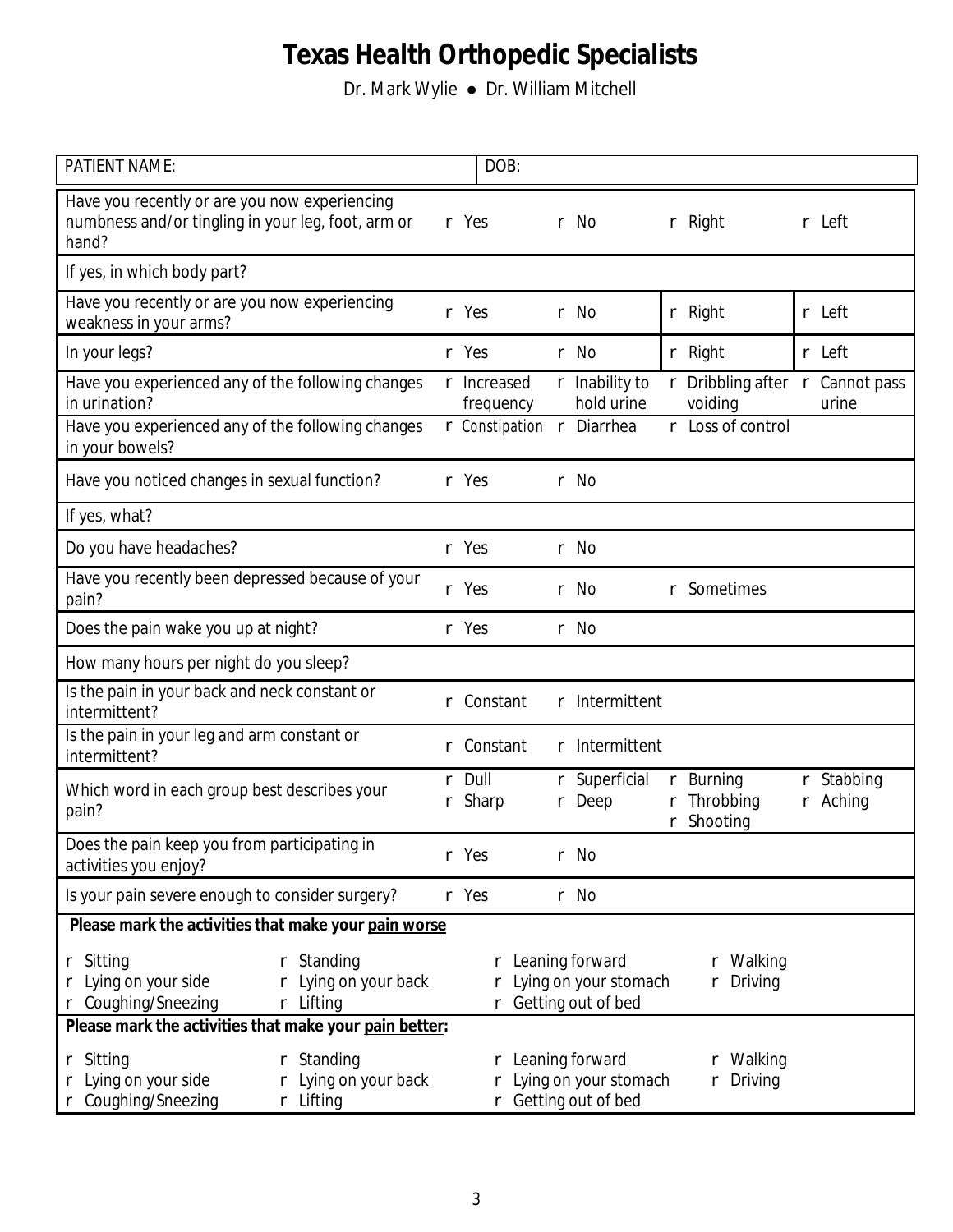# Texas Health Orthopedic Specialists

Dr. Mark Wylie ● Dr. William Mitchell

| PATIENT NAME: | DOB: | | | |
|---|---|---|---|---|
| Have you recently or are you now experiencing numbness and/or tingling in your leg, foot, arm or hand? | r Yes | r No | r Right | r Left |
| If yes, in which body part? | | | | |
| Have you recently or are you now experiencing weakness in your arms? | r Yes | r No | r Right | r Left |
| In your legs? | r Yes | r No | r Right | r Left |
| Have you experienced any of the following changes in urination? | r Increased frequency | r Inability to hold urine | r Dribbling after voiding | r Cannot pass urine |
| Have you experienced any of the following changes in your bowels? | r Constipation | r Diarrhea | r Loss of control | |
| Have you noticed changes in sexual function? | r Yes | r No | | |
| If yes, what? | | | | |
| Do you have headaches? | r Yes | r No | | |
| Have you recently been depressed because of your pain? | r Yes | r No | r Sometimes | |
| Does the pain wake you up at night? | r Yes | r No | | |
| How many hours per night do you sleep? | | | | |
| Is the pain in your back and neck constant or intermittent? | r Constant | r Intermittent | | |
| Is the pain in your leg and arm constant or intermittent? | r Constant | r Intermittent | | |
| Which word in each group best describes your pain? | r Dull<br>r Sharp | r Superficial<br>r Deep | r Burning<br>r Throbbing<br>r Shooting | r Stabbing<br>r Aching |
| Does the pain keep you from participating in activities you enjoy? | r Yes | r No | | |
| Is your pain severe enough to consider surgery? | r Yes | r No | | |

**Please mark the activities that make your pain worse**

| | | | |
|---|---|---|---|
| r Sitting | r Standing | r Leaning forward | r Walking |
| r Lying on your side | r Lying on your back | r Lying on your stomach | r Driving |
| r Coughing/Sneezing | r Lifting | r Getting out of bed | |

**Please mark the activities that make your pain better:**

| | | | |
|---|---|---|---|
| r Sitting | r Standing | r Leaning forward | r Walking |
| r Lying on your side | r Lying on your back | r Lying on your stomach | r Driving |
| r Coughing/Sneezing | r Lifting | r Getting out of bed | |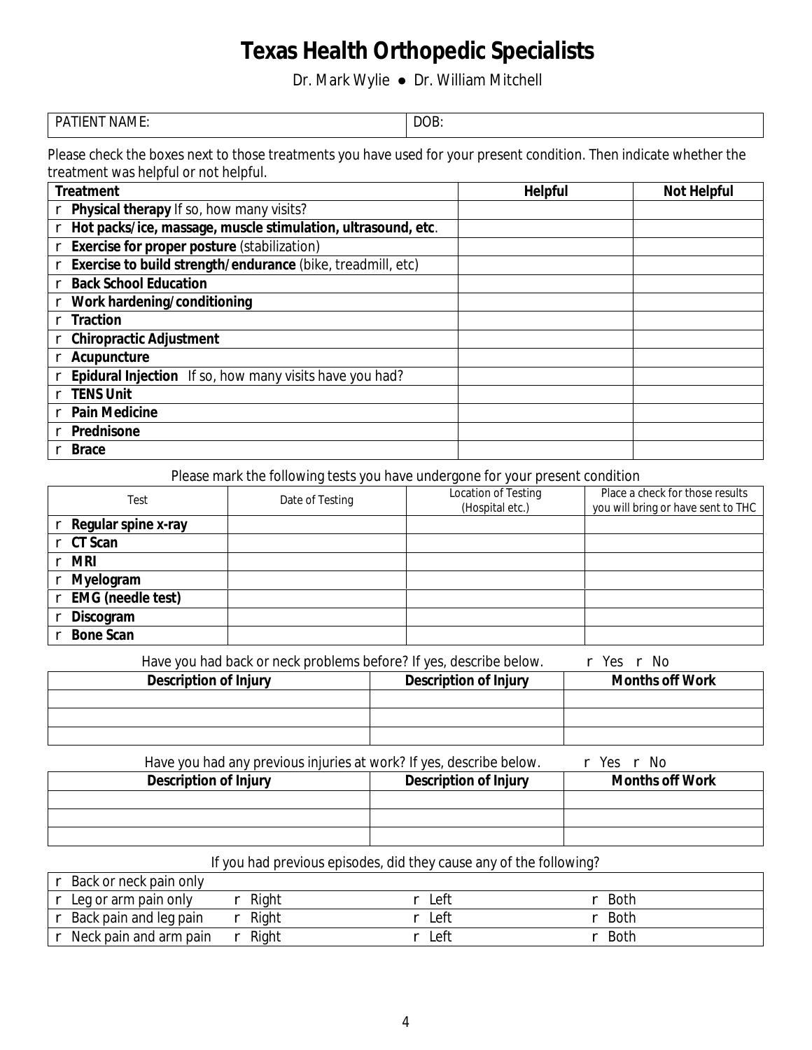# Texas Health Orthopedic Specialists

Dr. Mark Wylie ● Dr. William Mitchell

| PATIENT NAME: | DOB: |
|---|---|

Please check the boxes next to those treatments you have used for your present condition. Then indicate whether the treatment was helpful or not helpful.

| Treatment | Helpful | Not Helpful |
|---|---|---|
| r **Physical therapy** If so, how many visits? | | |
| r **Hot packs/ice, massage, muscle stimulation, ultrasound, etc**. | | |
| r **Exercise for proper posture** (stabilization) | | |
| r **Exercise to build strength/endurance** (bike, treadmill, etc) | | |
| r **Back School Education** | | |
| r **Work hardening/conditioning** | | |
| r **Traction** | | |
| r **Chiropractic Adjustment** | | |
| r **Acupuncture** | | |
| r **Epidural Injection** If so, how many visits have you had? | | |
| r **TENS Unit** | | |
| r **Pain Medicine** | | |
| r **Prednisone** | | |
| r **Brace** | | |

Please mark the following tests you have undergone for your present condition

| Test | Date of Testing | Location of Testing (Hospital etc.) | Place a check for those results you will bring or have sent to THC |
|---|---|---|---|
| r **Regular spine x-ray** | | | |
| r **CT Scan** | | | |
| r **MRI** | | | |
| r **Myelogram** | | | |
| r **EMG (needle test)** | | | |
| r **Discogram** | | | |
| r **Bone Scan** | | | |

Have you had back or neck problems before? If yes, describe below. r Yes r No

| Description of Injury | Description of Injury | Months off Work |
|---|---|---|
| | | |
| | | |
| | | |

Have you had any previous injuries at work? If yes, describe below. r Yes r No

| Description of Injury | Description of Injury | Months off Work |
|---|---|---|
| | | |
| | | |
| | | |

If you had previous episodes, did they cause any of the following?

| | | | |
|---|---|---|---|
| r Back or neck pain only | | | |
| r Leg or arm pain only | r Right | r Left | r Both |
| r Back pain and leg pain | r Right | r Left | r Both |
| r Neck pain and arm pain | r Right | r Left | r Both |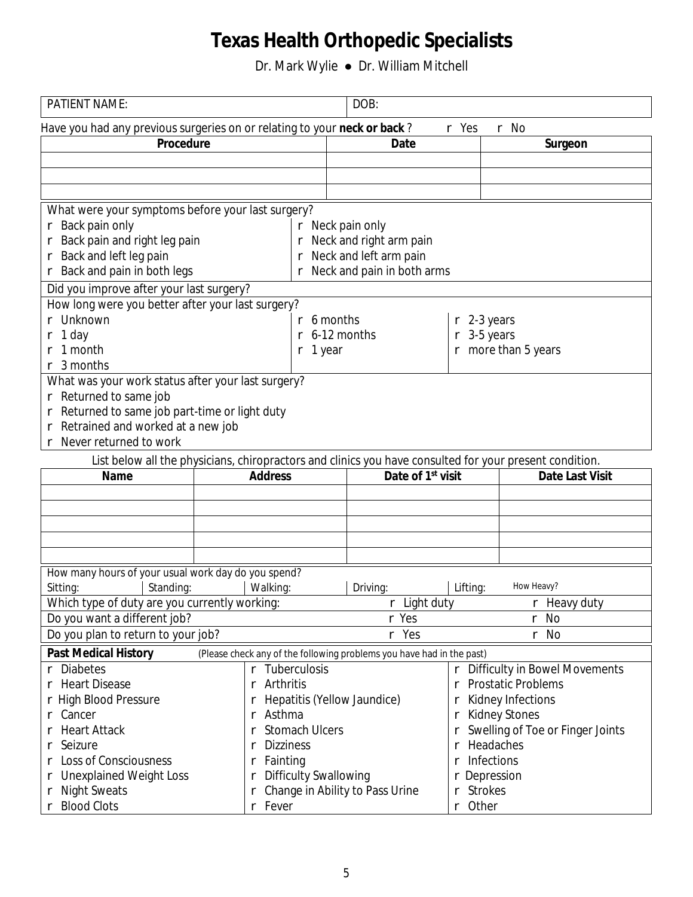# Texas Health Orthopedic Specialists

Dr. Mark Wylie ● Dr. William Mitchell

| PATIENT NAME: | DOB: |
|---|---|

Have you had any previous surgeries on or relating to your **neck or back** ? r Yes r No

| Procedure | Date | Surgeon |
|---|---|---|
| | | |
| | | |
| | | |

What were your symptoms before your last surgery?

| | |
|---|---|
| r Back pain only | r Neck pain only |
| r Back pain and right leg pain | r Neck and right arm pain |
| r Back and left leg pain | r Neck and left arm pain |
| r Back and pain in both legs | r Neck and pain in both arms |

Did you improve after your last surgery?

How long were you better after your last surgery?

| | | |
|---|---|---|
| r Unknown | r 6 months | r 2-3 years |
| r 1 day | r 6-12 months | r 3-5 years |
| r 1 month | r 1 year | r more than 5 years |
| r 3 months | | |

What was your work status after your last surgery?

- r Returned to same job
- r Returned to same job part-time or light duty
- r Retrained and worked at a new job
- r Never returned to work

List below all the physicians, chiropractors and clinics you have consulted for your present condition.

| Name | Address | Date of 1st visit | Date Last Visit |
|---|---|---|---|
| | | | |
| | | | |
| | | | |
| | | | |
| | | | |

How many hours of your usual work day do you spend?

| Sitting: | Standing: | Walking: | Driving: | Lifting: | How Heavy? |
|---|---|---|---|---|---|

| | | |
|---|---|---|
| Which type of duty are you currently working: | r Light duty | r Heavy duty |
| Do you want a different job? | r Yes | r No |
| Do you plan to return to your job? | r Yes | r No |

**Past Medical History** (Please check any of the following problems you have had in the past)

| | | |
|---|---|---|
| r Diabetes | r Tuberculosis | r Difficulty in Bowel Movements |
| r Heart Disease | r Arthritis | r Prostatic Problems |
| r High Blood Pressure | r Hepatitis (Yellow Jaundice) | r Kidney Infections |
| r Cancer | r Asthma | r Kidney Stones |
| r Heart Attack | r Stomach Ulcers | r Swelling of Toe or Finger Joints |
| r Seizure | r Dizziness | r Headaches |
| r Loss of Consciousness | r Fainting | r Infections |
| r Unexplained Weight Loss | r Difficulty Swallowing | r Depression |
| r Night Sweats | r Change in Ability to Pass Urine | r Strokes |
| r Blood Clots | r Fever | r Other |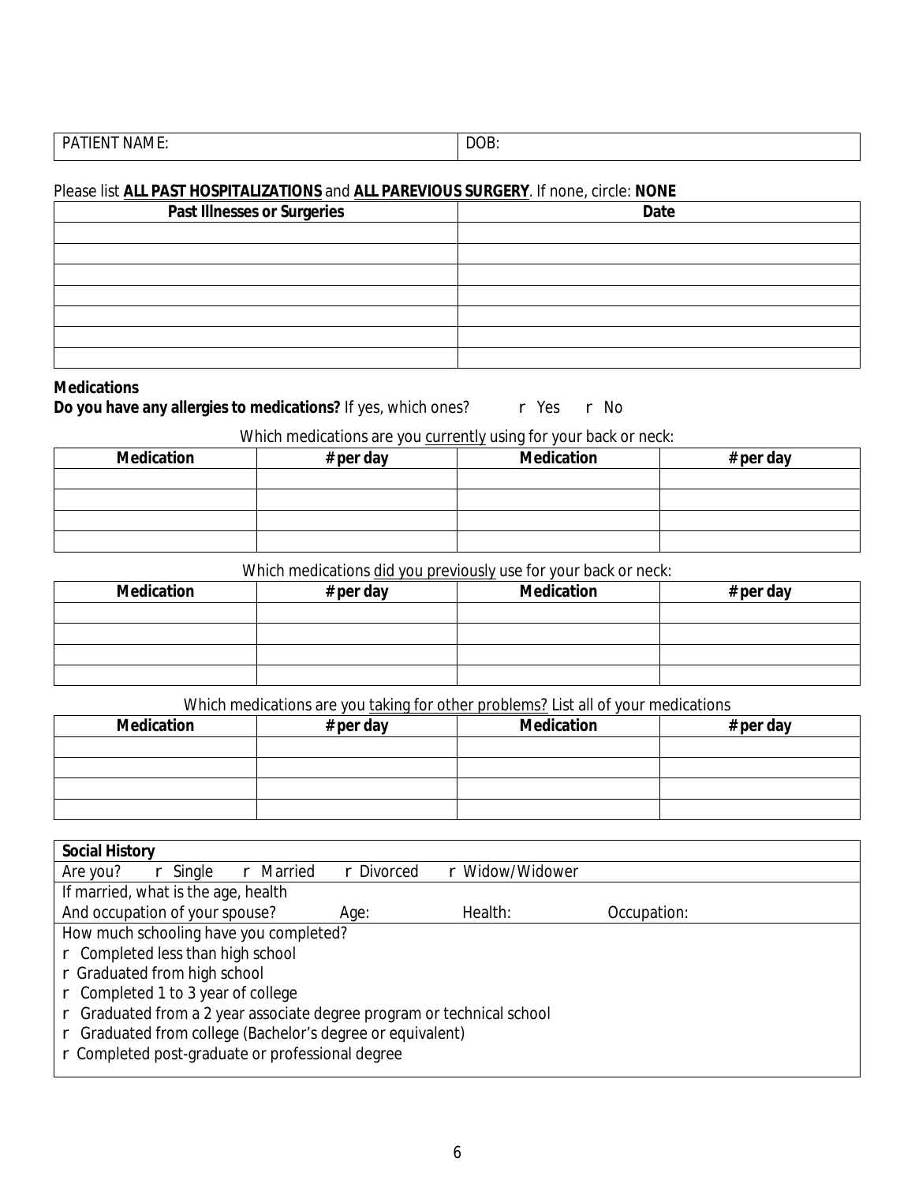| PATIENT NAME: | DOB: |
|---|---|

Please list **ALL PAST HOSPITALIZATIONS** and **ALL PAREVIOUS SURGERY**. If none, circle: **NONE**

| Past Illnesses or Surgeries | Date |
|---|---|
| | |
| | |
| | |
| | |
| | |
| | |
| | |

**Medications**

**Do you have any allergies to medications?** If yes, which ones? r Yes r No

Which medications are you currently using for your back or neck:

| Medication | # per day | Medication | # per day |
|---|---|---|---|
| | | | |
| | | | |
| | | | |
| | | | |

Which medications did you previously use for your back or neck:

| Medication | # per day | Medication | # per day |
|---|---|---|---|
| | | | |
| | | | |
| | | | |
| | | | |

Which medications are you taking for other problems? List all of your medications

| Medication | # per day | Medication | # per day |
|---|---|---|---|
| | | | |
| | | | |
| | | | |
| | | | |

**Social History**

Are you? r Single r Married r Divorced r Widow/Widower

If married, what is the age, health
And occupation of your spouse? Age: Health: Occupation:

How much schooling have you completed?

r Completed less than high school
r Graduated from high school
r Completed 1 to 3 year of college
r Graduated from a 2 year associate degree program or technical school
r Graduated from college (Bachelor's degree or equivalent)
r Completed post-graduate or professional degree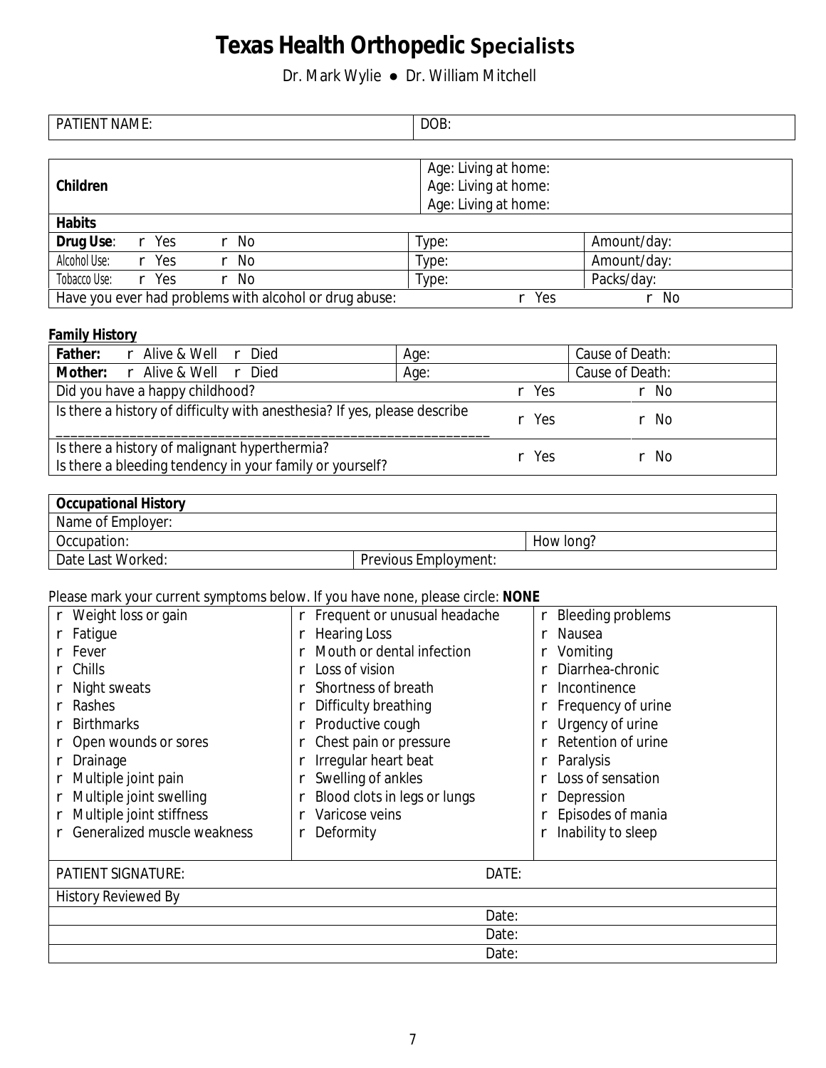# Texas Health Orthopedic Specialists

Dr. Mark Wylie ● Dr. William Mitchell

| PATIENT NAME: | DOB: |
|---|---|

| Children | Age: Living at home:<br>Age: Living at home:<br>Age: Living at home: | |
|---|---|---|
| **Habits** | | |
| **Drug Use**: r Yes r No | Type: | Amount/day: |
| Alcohol Use: r Yes r No | Type: | Amount/day: |
| Tobacco Use: r Yes r No | Type: | Packs/day: |
| Have you ever had problems with alcohol or drug abuse: | r Yes | r No |

**Family History**

| **Father:** r Alive & Well r Died | Age: | Cause of Death: |
|---|---|---|
| **Mother:** r Alive & Well r Died | Age: | Cause of Death: |
| Did you have a happy childhood? | r Yes | r No |
| Is there a history of difficulty with anesthesia? If yes, please describe ________________________________________________________ | r Yes | r No |
| Is there a history of malignant hyperthermia?<br>Is there a bleeding tendency in your family or yourself? | r Yes | r No |

| **Occupational History** | | |
|---|---|---|
| Name of Employer: | | |
| Occupation: | | How long? |
| Date Last Worked: | Previous Employment: | |

Please mark your current symptoms below. If you have none, please circle: **NONE**

| | | |
|---|---|---|
| r Weight loss or gain | r Frequent or unusual headache | r Bleeding problems |
| r Fatigue | r Hearing Loss | r Nausea |
| r Fever | r Mouth or dental infection | r Vomiting |
| r Chills | r Loss of vision | r Diarrhea-chronic |
| r Night sweats | r Shortness of breath | r Incontinence |
| r Rashes | r Difficulty breathing | r Frequency of urine |
| r Birthmarks | r Productive cough | r Urgency of urine |
| r Open wounds or sores | r Chest pain or pressure | r Retention of urine |
| r Drainage | r Irregular heart beat | r Paralysis |
| r Multiple joint pain | r Swelling of ankles | r Loss of sensation |
| r Multiple joint swelling | r Blood clots in legs or lungs | r Depression |
| r Multiple joint stiffness | r Varicose veins | r Episodes of mania |
| r Generalized muscle weakness | r Deformity | r Inability to sleep |

| PATIENT SIGNATURE: | DATE: |
|---|---|
| History Reviewed By | |
| | Date: |
| | Date: |
| | Date: |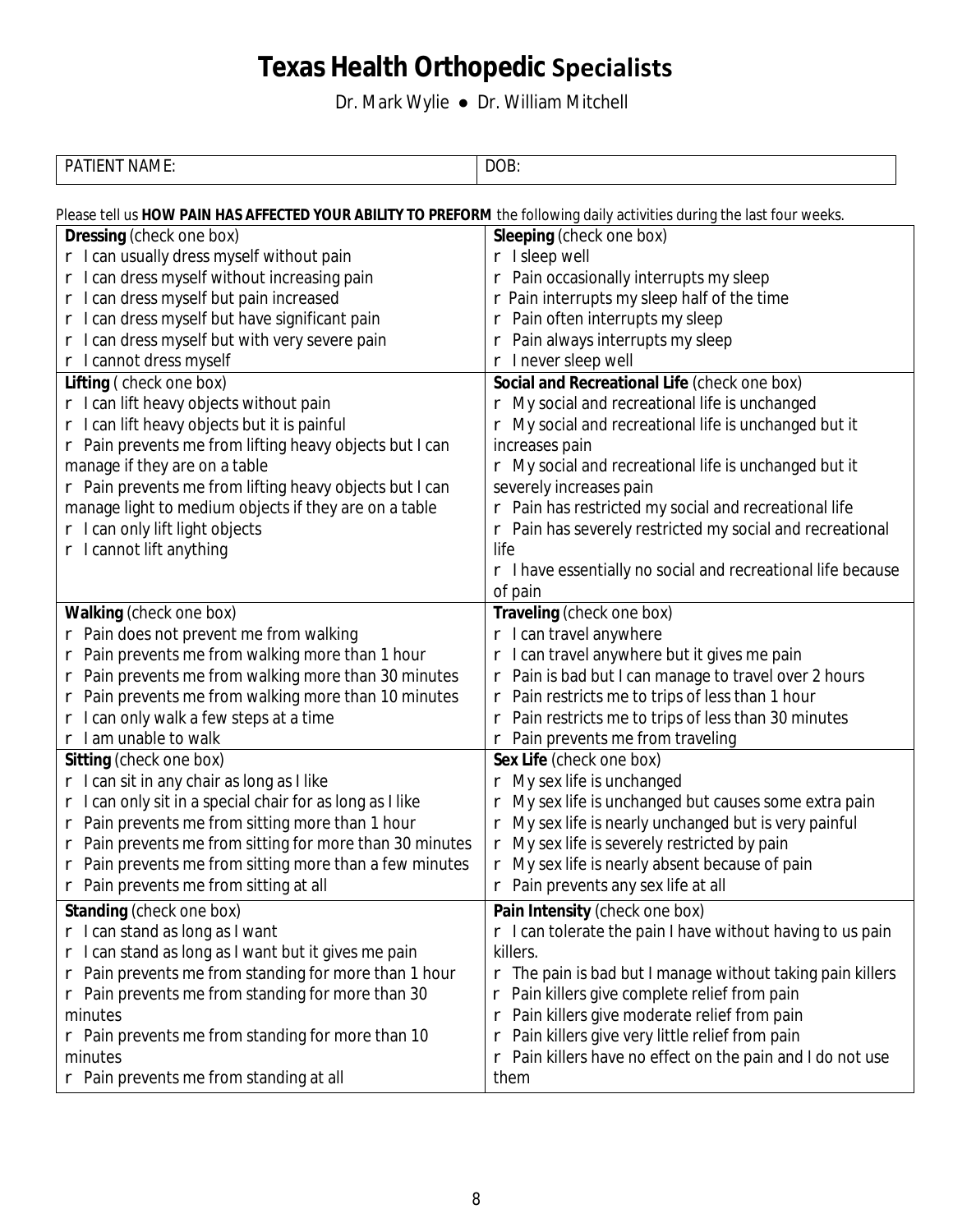# Texas Health Orthopedic Specialists

Dr. Mark Wylie ● Dr. William Mitchell

| PATIENT NAME: | DOB: |
|---|---|

Please tell us **HOW PAIN HAS AFFECTED YOUR ABILITY TO PREFORM** the following daily activities during the last four weeks.

| | |
|---|---|
| **Dressing** (check one box)<br>r I can usually dress myself without pain<br>r I can dress myself without increasing pain<br>r I can dress myself but pain increased<br>r I can dress myself but have significant pain<br>r I can dress myself but with very severe pain<br>r I cannot dress myself | **Sleeping** (check one box)<br>r I sleep well<br>r Pain occasionally interrupts my sleep<br>r Pain interrupts my sleep half of the time<br>r Pain often interrupts my sleep<br>r Pain always interrupts my sleep<br>r I never sleep well |
| **Lifting** ( check one box)<br>r I can lift heavy objects without pain<br>r I can lift heavy objects but it is painful<br>r Pain prevents me from lifting heavy objects but I can manage if they are on a table<br>r Pain prevents me from lifting heavy objects but I can manage light to medium objects if they are on a table<br>r I can only lift light objects<br>r I cannot lift anything | **Social and Recreational Life** (check one box)<br>r My social and recreational life is unchanged<br>r My social and recreational life is unchanged but it increases pain<br>r My social and recreational life is unchanged but it severely increases pain<br>r Pain has restricted my social and recreational life<br>r Pain has severely restricted my social and recreational life<br>r I have essentially no social and recreational life because of pain |
| **Walking** (check one box)<br>r Pain does not prevent me from walking<br>r Pain prevents me from walking more than 1 hour<br>r Pain prevents me from walking more than 30 minutes<br>r Pain prevents me from walking more than 10 minutes<br>r I can only walk a few steps at a time<br>r I am unable to walk | **Traveling** (check one box)<br>r I can travel anywhere<br>r I can travel anywhere but it gives me pain<br>r Pain is bad but I can manage to travel over 2 hours<br>r Pain restricts me to trips of less than 1 hour<br>r Pain restricts me to trips of less than 30 minutes<br>r Pain prevents me from traveling |
| **Sitting** (check one box)<br>r I can sit in any chair as long as I like<br>r I can only sit in a special chair for as long as I like<br>r Pain prevents me from sitting more than 1 hour<br>r Pain prevents me from sitting for more than 30 minutes<br>r Pain prevents me from sitting more than a few minutes<br>r Pain prevents me from sitting at all | **Sex Life** (check one box)<br>r My sex life is unchanged<br>r My sex life is unchanged but causes some extra pain<br>r My sex life is nearly unchanged but is very painful<br>r My sex life is severely restricted by pain<br>r My sex life is nearly absent because of pain<br>r Pain prevents any sex life at all |
| **Standing** (check one box)<br>r I can stand as long as I want<br>r I can stand as long as I want but it gives me pain<br>r Pain prevents me from standing for more than 1 hour<br>r Pain prevents me from standing for more than 30 minutes<br>r Pain prevents me from standing for more than 10 minutes<br>r Pain prevents me from standing at all | **Pain Intensity** (check one box)<br>r I can tolerate the pain I have without having to us pain killers.<br>r The pain is bad but I manage without taking pain killers<br>r Pain killers give complete relief from pain<br>r Pain killers give moderate relief from pain<br>r Pain killers give very little relief from pain<br>r Pain killers have no effect on the pain and I do not use them |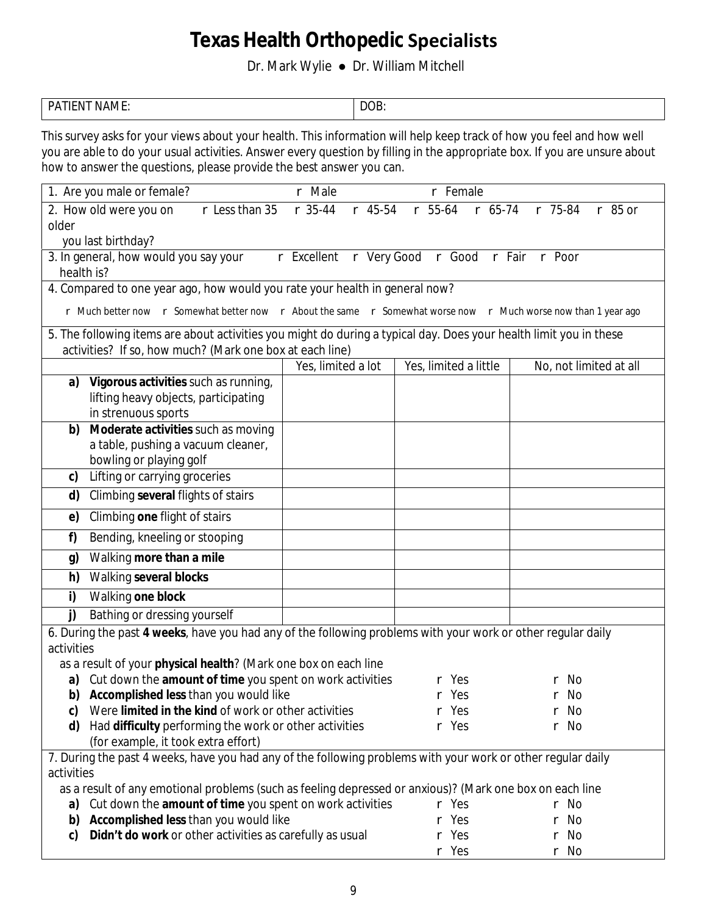# Texas Health Orthopedic Specialists

Dr. Mark Wylie ● Dr. William Mitchell

| PATIENT NAME: | DOB: |
|---|---|

This survey asks for your views about your health. This information will help keep track of how you feel and how well you are able to do your usual activities. Answer every question by filling in the appropriate box. If you are unsure about how to answer the questions, please provide the best answer you can.

1. Are you male or female? r Male r Female

2. How old were you on you last birthday? r Less than 35 r 35-44 r 45-54 r 55-64 r 65-74 r 75-84 r 85 or older

3. In general, how would you say your health is? r Excellent r Very Good r Good r Fair r Poor

4. Compared to one year ago, how would you rate your health in general now?

r Much better now r Somewhat better now r About the same r Somewhat worse now r Much worse now than 1 year ago

5. The following items are about activities you might do during a typical day. Does your health limit you in these activities? If so, how much? (Mark one box at each line)

| | Yes, limited a lot | Yes, limited a little | No, not limited at all |
|---|---|---|---|
| **a)** **Vigorous activities** such as running, lifting heavy objects, participating in strenuous sports | | | |
| **b)** **Moderate activities** such as moving a table, pushing a vacuum cleaner, bowling or playing golf | | | |
| **c)** Lifting or carrying groceries | | | |
| **d)** Climbing **several** flights of stairs | | | |
| **e)** Climbing **one** flight of stairs | | | |
| **f)** Bending, kneeling or stooping | | | |
| **g)** Walking **more than a mile** | | | |
| **h)** Walking **several blocks** | | | |
| **i)** Walking **one block** | | | |
| **j)** Bathing or dressing yourself | | | |

6. During the past **4 weeks**, have you had any of the following problems with your work or other regular daily activities as a result of your **physical health**? (Mark one box on each line

| | | |
|---|---|---|
| **a)** Cut down the **amount of time** you spent on work activities | r Yes | r No |
| **b)** **Accomplished less** than you would like | r Yes | r No |
| **c)** Were **limited in the kind** of work or other activities | r Yes | r No |
| **d)** Had **difficulty** performing the work or other activities (for example, it took extra effort) | r Yes | r No |

7. During the past 4 weeks, have you had any of the following problems with your work or other regular daily activities as a result of any emotional problems (such as feeling depressed or anxious)? (Mark one box on each line

| | | |
|---|---|---|
| **a)** Cut down the **amount of time** you spent on work activities | r Yes | r No |
| **b)** **Accomplished less** than you would like | r Yes | r No |
| **c)** **Didn't do work** or other activities as carefully as usual | r Yes | r No |
| | r Yes | r No |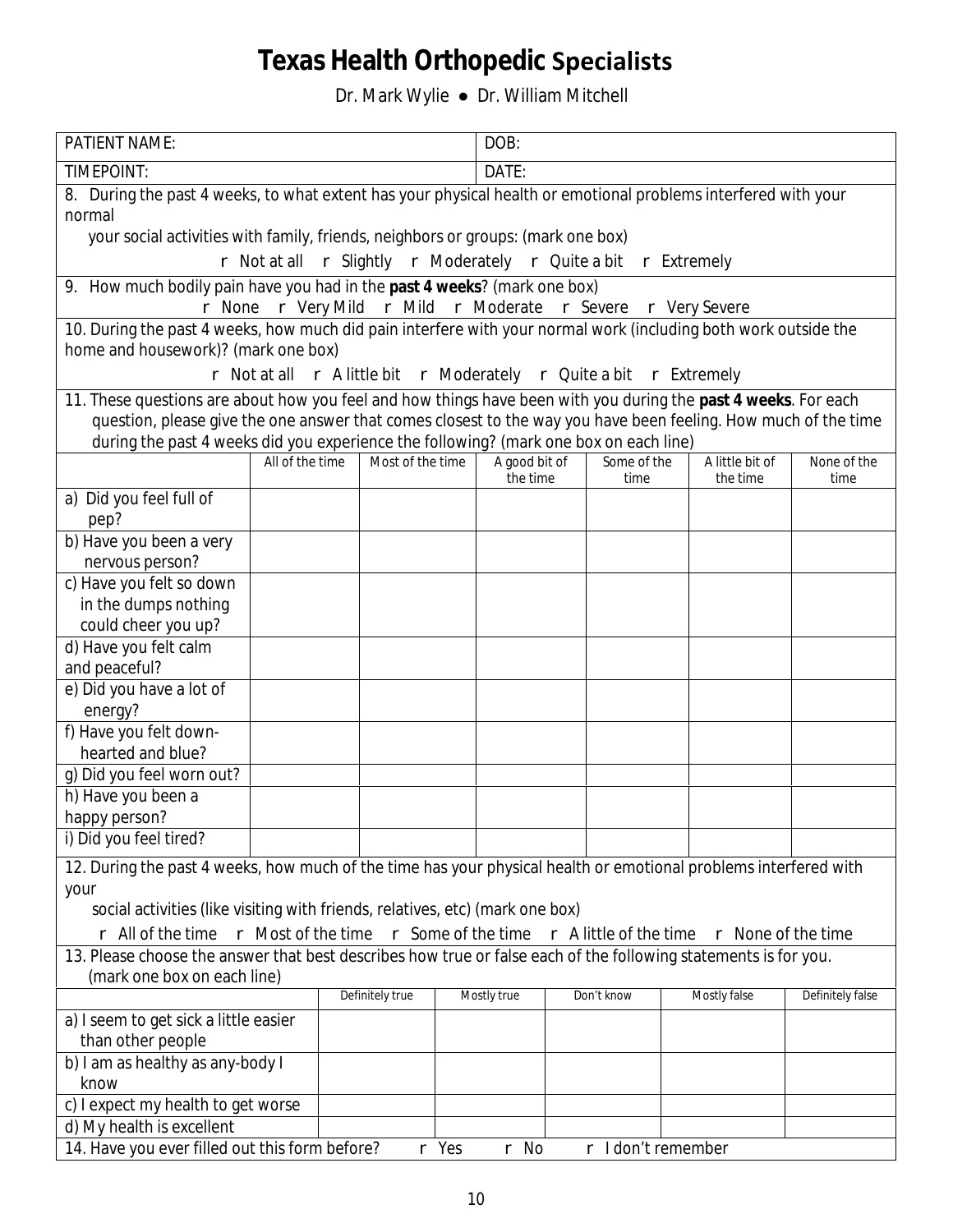# Texas Health Orthopedic Specialists

Dr. Mark Wylie ● Dr. William Mitchell

| PATIENT NAME: | DOB: |
|---|---|
| TIMEPOINT: | DATE: |

8. During the past 4 weeks, to what extent has your physical health or emotional problems interfered with your normal
your social activities with family, friends, neighbors or groups: (mark one box)

r Not at all r Slightly r Moderately r Quite a bit r Extremely

9. How much bodily pain have you had in the **past 4 weeks**? (mark one box)

r None r Very Mild r Mild r Moderate r Severe r Very Severe

10. During the past 4 weeks, how much did pain interfere with your normal work (including both work outside the home and housework)? (mark one box)

r Not at all r A little bit r Moderately r Quite a bit r Extremely

11. These questions are about how you feel and how things have been with you during the **past 4 weeks**. For each question, please give the one answer that comes closest to the way you have been feeling. How much of the time during the past 4 weeks did you experience the following? (mark one box on each line)

| | All of the time | Most of the time | A good bit of the time | Some of the time | A little bit of the time | None of the time |
|---|---|---|---|---|---|---|
| a) Did you feel full of pep? | | | | | | |
| b) Have you been a very nervous person? | | | | | | |
| c) Have you felt so down in the dumps nothing could cheer you up? | | | | | | |
| d) Have you felt calm and peaceful? | | | | | | |
| e) Did you have a lot of energy? | | | | | | |
| f) Have you felt down-hearted and blue? | | | | | | |
| g) Did you feel worn out? | | | | | | |
| h) Have you been a happy person? | | | | | | |
| i) Did you feel tired? | | | | | | |

12. During the past 4 weeks, how much of the time has your physical health or emotional problems interfered with your
social activities (like visiting with friends, relatives, etc) (mark one box)

r All of the time r Most of the time r Some of the time r A little of the time r None of the time

13. Please choose the answer that best describes how true or false each of the following statements is for you. (mark one box on each line)

| | Definitely true | Mostly true | Don't know | Mostly false | Definitely false |
|---|---|---|---|---|---|
| a) I seem to get sick a little easier than other people | | | | | |
| b) I am as healthy as any-body I know | | | | | |
| c) I expect my health to get worse | | | | | |
| d) My health is excellent | | | | | |

14. Have you ever filled out this form before? r Yes r No r I don't remember